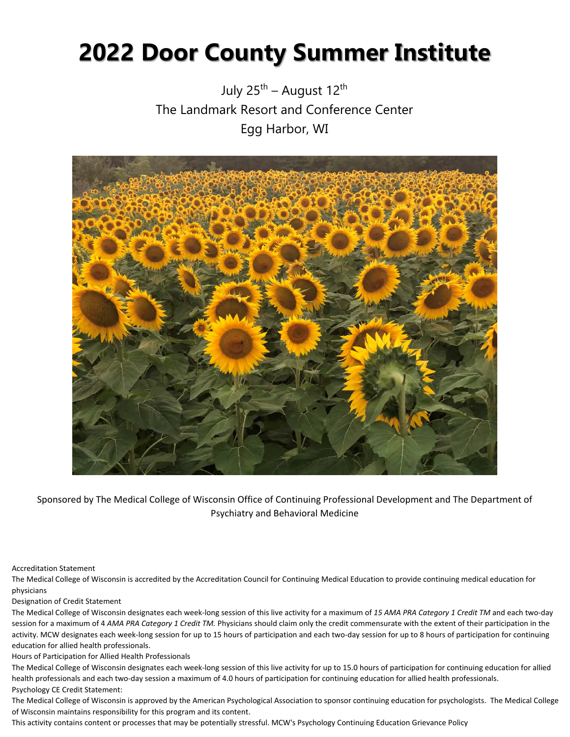# 2022 Door County Summer Institute

July 25th – August 12th

The Landmark Resort and Conference Center

Egg Harbor, WI

Sponsored by The Medical College of Wisconsin Office of Continuing Professional Development and The Department of Psychiatry and Behavioral Medicine

Accreditation Statement

The Medical College of Wisconsin is accredited by the Accreditation Council for Continuing Medical Education to provide continuing medical education for physicians

Designation of Credit Statement

The Medical College of Wisconsin designates each week-long session of this live activity for a maximum of *15 AMA PRA Category 1 Credit TM* and each two-day session for a maximum of 4 *AMA PRA Category 1 Credit TM.* Physicians should claim only the credit commensurate with the extent of their participation in the activity. MCW designates each week-long session for up to 15 hours of participation and each two-day session for up to 8 hours of participation for continuing education for allied health professionals.

Hours of Participation for Allied Health Professionals

The Medical College of Wisconsin designates each week-long session of this live activity for up to 15.0 hours of participation for continuing education for allied health professionals and each two-day session a maximum of 4.0 hours of participation for continuing education for allied health professionals.

Psychology CE Credit Statement:

The Medical College of Wisconsin is approved by the American Psychological Association to sponsor continuing education for psychologists. The Medical College of Wisconsin maintains responsibility for this program and its content.

This activity contains content or processes that may be potentially stressful. MCW's Psychology Continuing Education Grievance Policy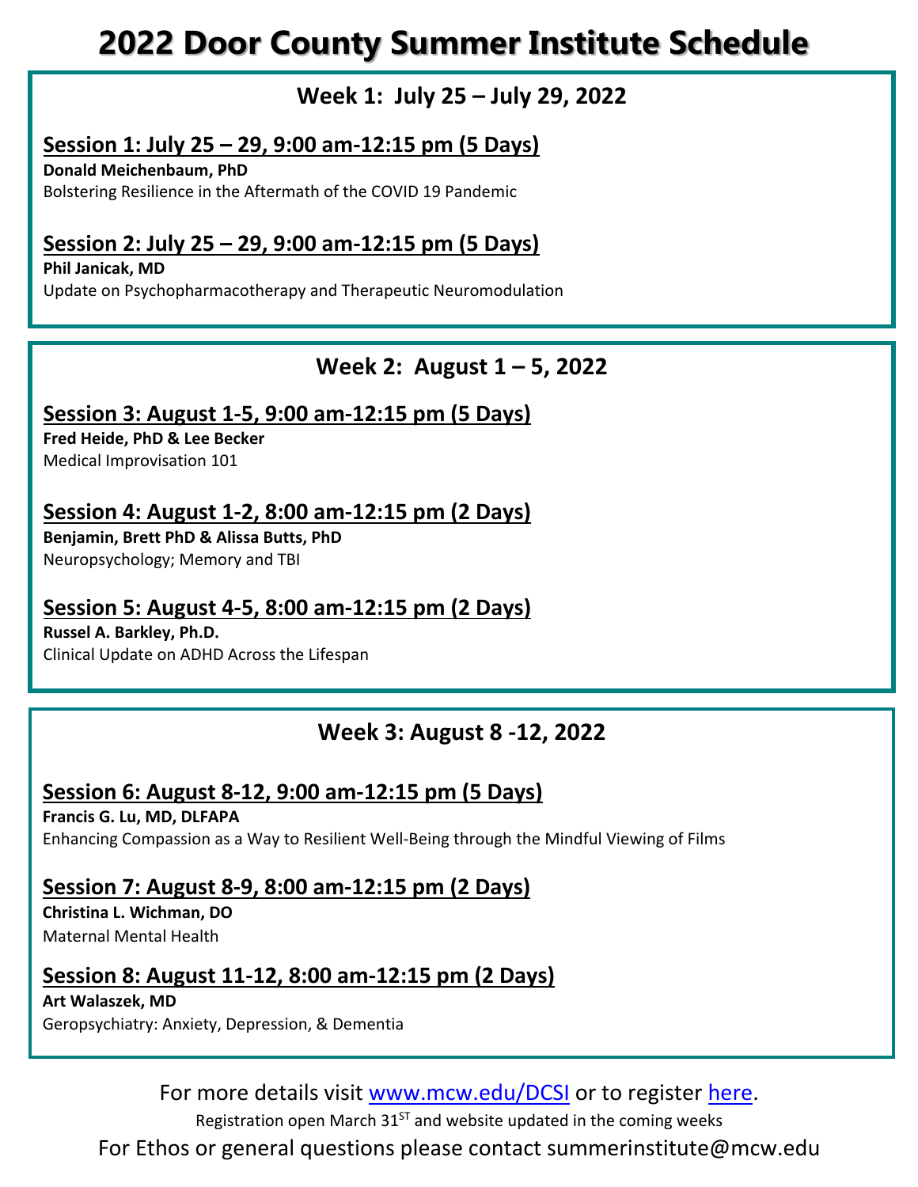# 2022 Door County Summer Institute Schedule

## Week 1: July 25 – July 29, 2022

### Session 1: July 25 – 29, 9:00 am-12:15 pm (5 Days)

**Donald Meichenbaum, PhD**
Bolstering Resilience in the Aftermath of the COVID 19 Pandemic

### Session 2: July 25 – 29, 9:00 am-12:15 pm (5 Days)

**Phil Janicak, MD**
Update on Psychopharmacotherapy and Therapeutic Neuromodulation

## Week 2: August 1 – 5, 2022

### Session 3: August 1-5, 9:00 am-12:15 pm (5 Days)

**Fred Heide, PhD & Lee Becker**
Medical Improvisation 101

### Session 4: August 1-2, 8:00 am-12:15 pm (2 Days)

**Benjamin, Brett PhD & Alissa Butts, PhD**
Neuropsychology; Memory and TBI

### Session 5: August 4-5, 8:00 am-12:15 pm (2 Days)

**Russel A. Barkley, Ph.D.**
Clinical Update on ADHD Across the Lifespan

## Week 3: August 8 -12, 2022

### Session 6: August 8-12, 9:00 am-12:15 pm (5 Days)

**Francis G. Lu, MD, DLFAPA**
Enhancing Compassion as a Way to Resilient Well-Being through the Mindful Viewing of Films

### Session 7: August 8-9, 8:00 am-12:15 pm (2 Days)

**Christina L. Wichman, DO**
Maternal Mental Health

### Session 8: August 11-12, 8:00 am-12:15 pm (2 Days)

**Art Walaszek, MD**
Geropsychiatry: Anxiety, Depression, & Dementia

For more details visit www.mcw.edu/DCSI or to register here.

Registration open March 31ST and website updated in the coming weeks

For Ethos or general questions please contact summerinstitute@mcw.edu